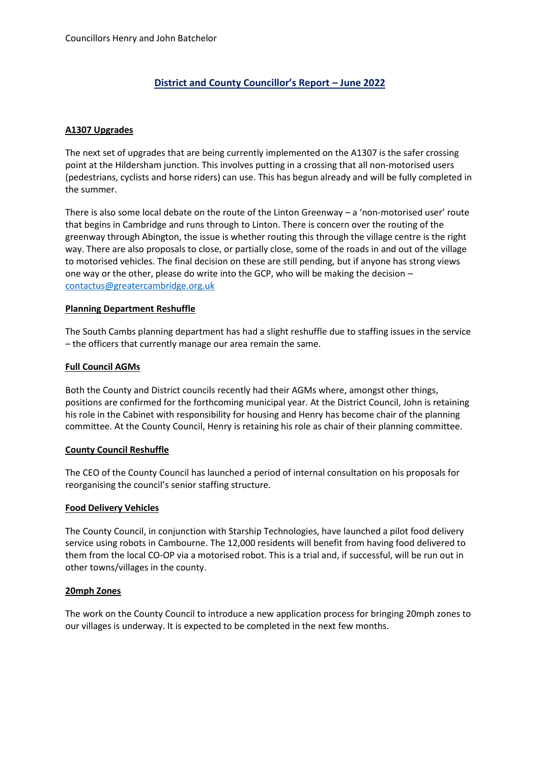Councillors Henry and John Batchelor

# District and County Councillor's Report – June 2022

## A1307 Upgrades

The next set of upgrades that are being currently implemented on the A1307 is the safer crossing point at the Hildersham junction. This involves putting in a crossing that all non-motorised users (pedestrians, cyclists and horse riders) can use. This has begun already and will be fully completed in the summer.

There is also some local debate on the route of the Linton Greenway – a 'non-motorised user' route that begins in Cambridge and runs through to Linton. There is concern over the routing of the greenway through Abington, the issue is whether routing this through the village centre is the right way. There are also proposals to close, or partially close, some of the roads in and out of the village to motorised vehicles. The final decision on these are still pending, but if anyone has strong views one way or the other, please do write into the GCP, who will be making the decision – contactus@greatercambridge.org.uk

## Planning Department Reshuffle

The South Cambs planning department has had a slight reshuffle due to staffing issues in the service – the officers that currently manage our area remain the same.

## Full Council AGMs

Both the County and District councils recently had their AGMs where, amongst other things, positions are confirmed for the forthcoming municipal year. At the District Council, John is retaining his role in the Cabinet with responsibility for housing and Henry has become chair of the planning committee. At the County Council, Henry is retaining his role as chair of their planning committee.

## County Council Reshuffle

The CEO of the County Council has launched a period of internal consultation on his proposals for reorganising the council's senior staffing structure.

## Food Delivery Vehicles

The County Council, in conjunction with Starship Technologies, have launched a pilot food delivery service using robots in Cambourne. The 12,000 residents will benefit from having food delivered to them from the local CO-OP via a motorised robot. This is a trial and, if successful, will be run out in other towns/villages in the county.

## 20mph Zones

The work on the County Council to introduce a new application process for bringing 20mph zones to our villages is underway. It is expected to be completed in the next few months.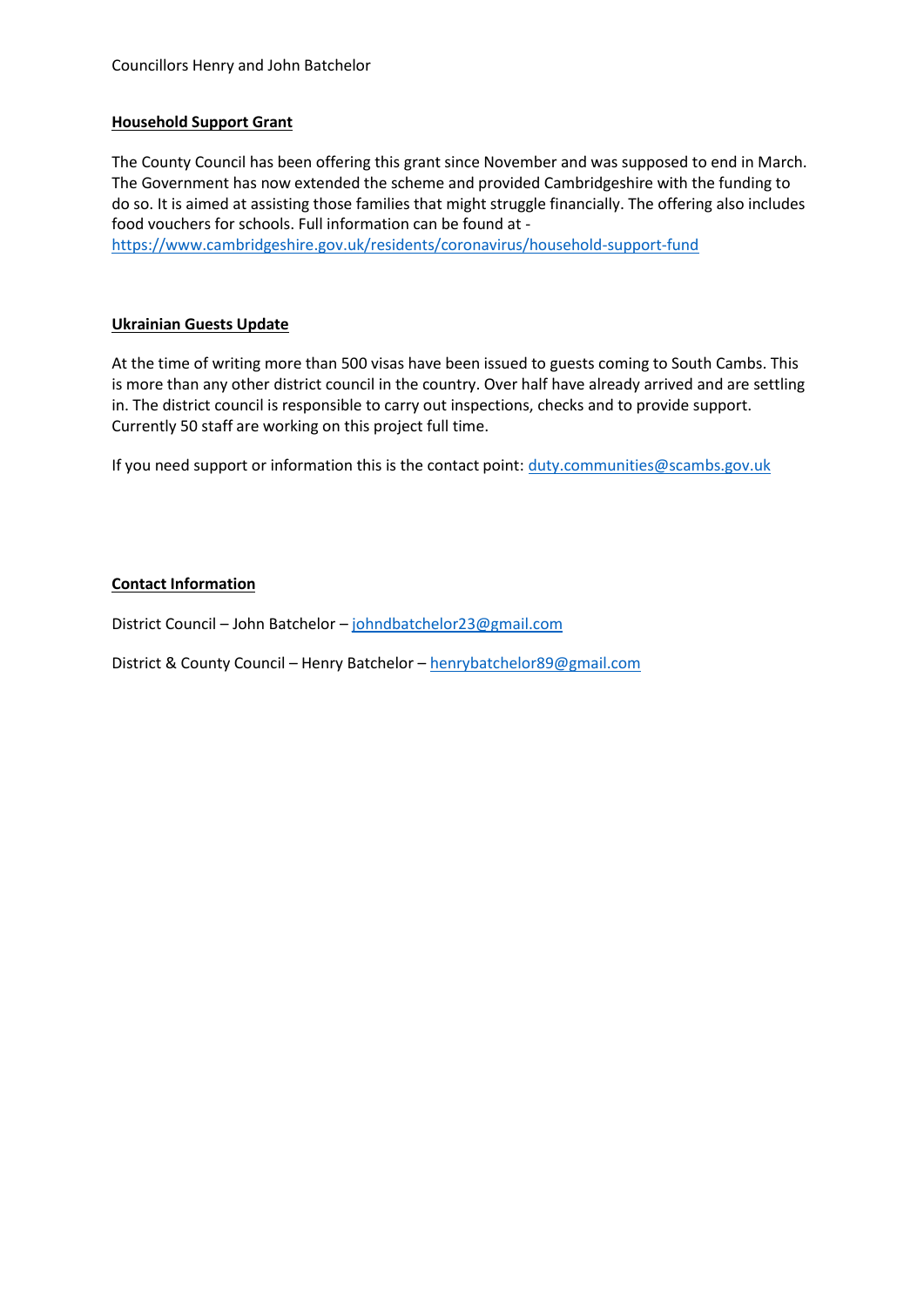Councillors Henry and John Batchelor

**Household Support Grant**

The County Council has been offering this grant since November and was supposed to end in March. The Government has now extended the scheme and provided Cambridgeshire with the funding to do so. It is aimed at assisting those families that might struggle financially. The offering also includes food vouchers for schools. Full information can be found at - https://www.cambridgeshire.gov.uk/residents/coronavirus/household-support-fund

**Ukrainian Guests Update**

At the time of writing more than 500 visas have been issued to guests coming to South Cambs. This is more than any other district council in the country. Over half have already arrived and are settling in. The district council is responsible to carry out inspections, checks and to provide support. Currently 50 staff are working on this project full time.

If you need support or information this is the contact point: duty.communities@scambs.gov.uk

**Contact Information**

District Council – John Batchelor – johndbatchelor23@gmail.com

District & County Council – Henry Batchelor – henrybatchelor89@gmail.com